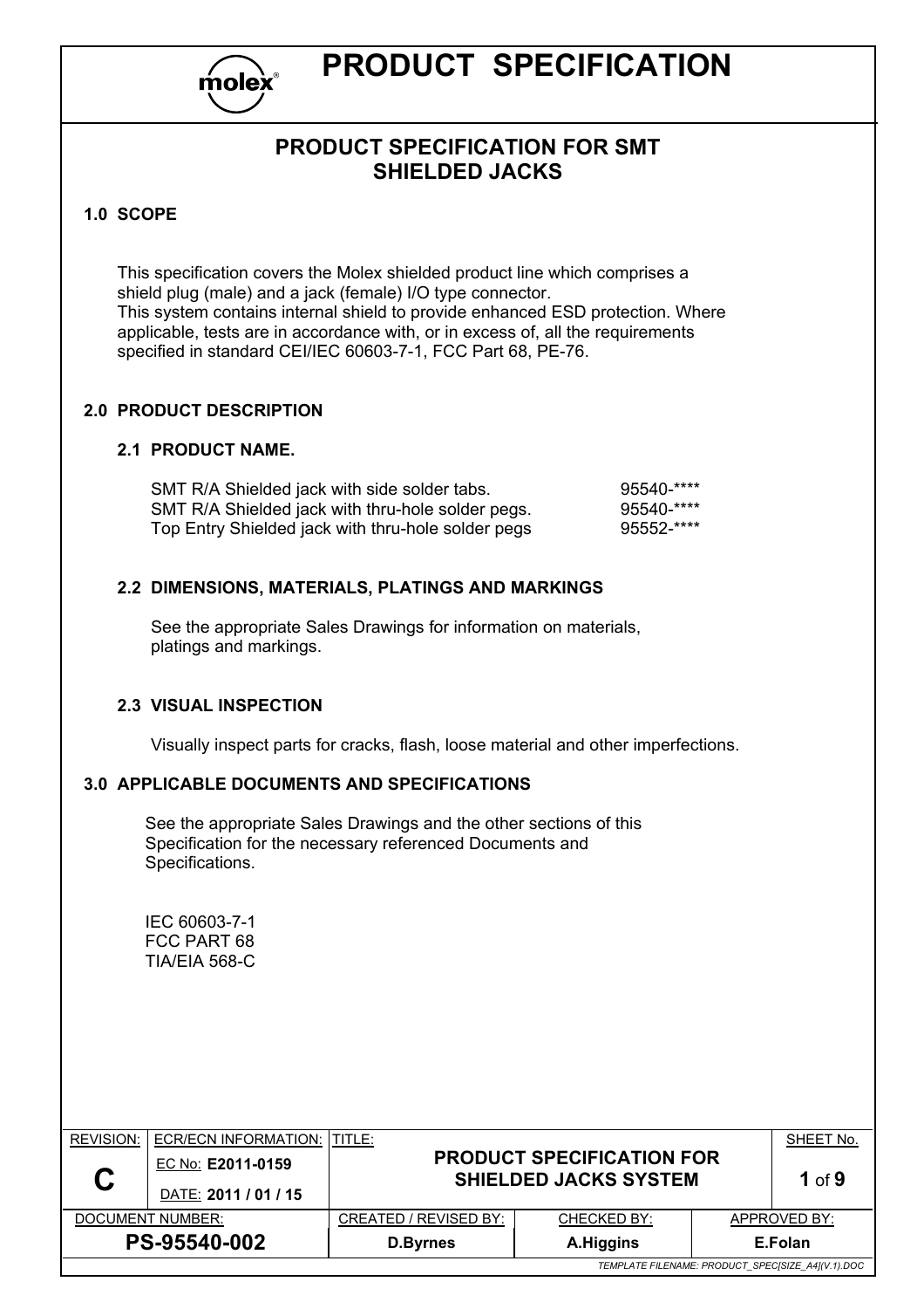# PRODUCT SPECIFICATION

## PRODUCT SPECIFICATION FOR SMT SHIELDED JACKS

### 1.0 SCOPE

This specification covers the Molex shielded product line which comprises a shield plug (male) and a jack (female) I/O type connector.
This system contains internal shield to provide enhanced ESD protection. Where applicable, tests are in accordance with, or in excess of, all the requirements specified in standard CEI/IEC 60603-7-1, FCC Part 68, PE-76.

### 2.0 PRODUCT DESCRIPTION

#### 2.1 PRODUCT NAME.

| | |
|---|---|
| SMT R/A Shielded jack with side solder tabs. | 95540-**** |
| SMT R/A Shielded jack with thru-hole solder pegs. | 95540-**** |
| Top Entry Shielded jack with thru-hole solder pegs | 95552-**** |

#### 2.2 DIMENSIONS, MATERIALS, PLATINGS AND MARKINGS

See the appropriate Sales Drawings for information on materials, platings and markings.

#### 2.3 VISUAL INSPECTION

Visually inspect parts for cracks, flash, loose material and other imperfections.

### 3.0 APPLICABLE DOCUMENTS AND SPECIFICATIONS

See the appropriate Sales Drawings and the other sections of this Specification for the necessary referenced Documents and Specifications.

IEC 60603-7-1
FCC PART 68
TIA/EIA 568-C

| REVISION: | ECR/ECN INFORMATION: | TITLE: | | | SHEET No. |
|---|---|---|---|---|---|
| C | EC No: E2011-0159<br>DATE: 2011 / 01 / 15 | PRODUCT SPECIFICATION FOR SHIELDED JACKS SYSTEM | | | 1 of 9 |
| DOCUMENT NUMBER: | | CREATED / REVISED BY: | CHECKED BY: | APPROVED BY: | |
| PS-95540-002 | | D.Byrnes | A.Higgins | E.Folan | |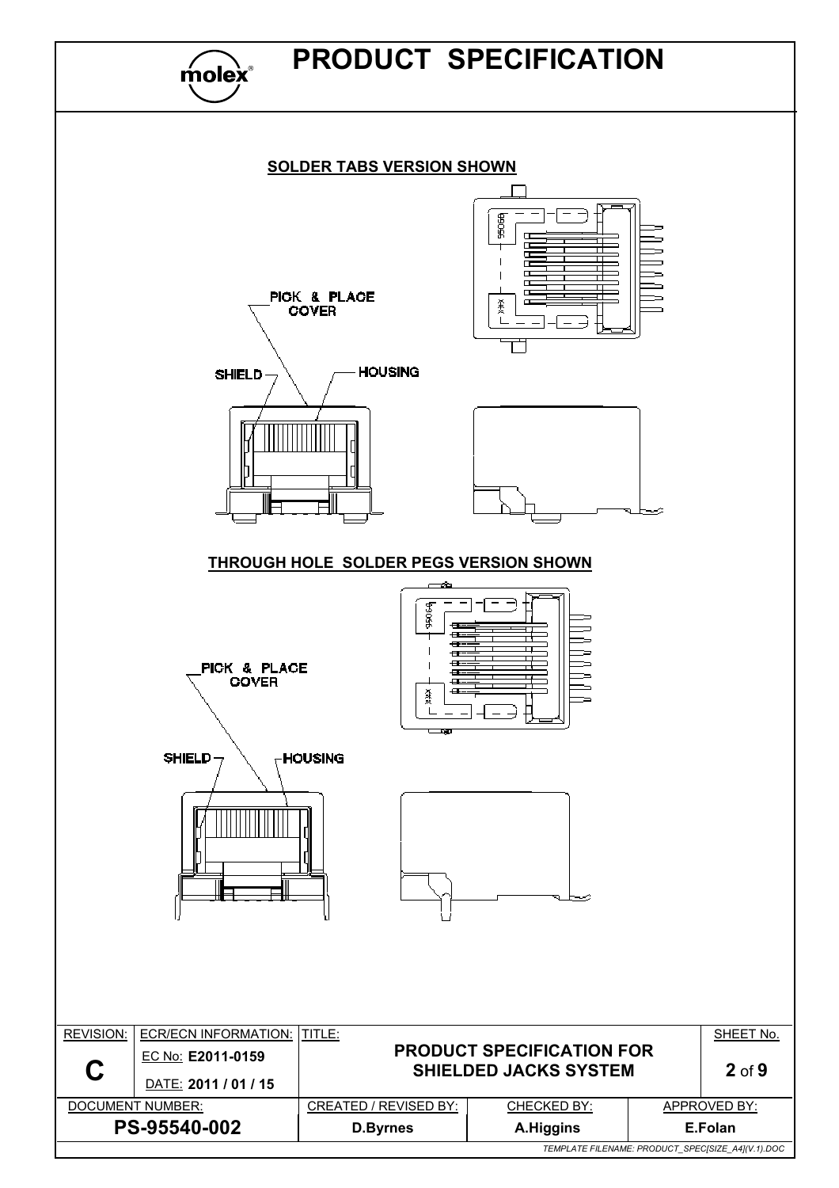## SOLDER TABS VERSION SHOWN

PICK & PLACE COVER

SHIELD

HOUSING

## THROUGH HOLE SOLDER PEGS VERSION SHOWN

PICK & PLACE COVER

SHIELD

HOUSING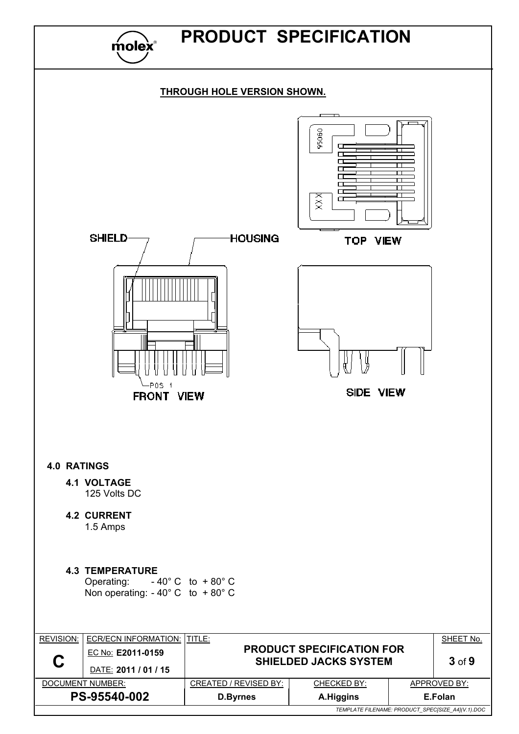**THROUGH HOLE VERSION SHOWN.**

SHIELD HOUSING

TOP VIEW

FRONT VIEW

SIDE VIEW

## 4.0 RATINGS

### 4.1 VOLTAGE

125 Volts DC

### 4.2 CURRENT

1.5 Amps

### 4.3 TEMPERATURE

Operating: - 40° C to + 80° C
Non operating: - 40° C to + 80° C

| REVISION: | ECR/ECN INFORMATION: | TITLE: | | | SHEET No. |
|---|---|---|---|---|---|
| C | EC No: E2011-0159<br>DATE: 2011 / 01 / 15 | PRODUCT SPECIFICATION FOR SHIELDED JACKS SYSTEM | | | 3 of 9 |
| DOCUMENT NUMBER: | | CREATED / REVISED BY: | CHECKED BY: | APPROVED BY: | |
| PS-95540-002 | | D.Byrnes | A.Higgins | E.Folan | |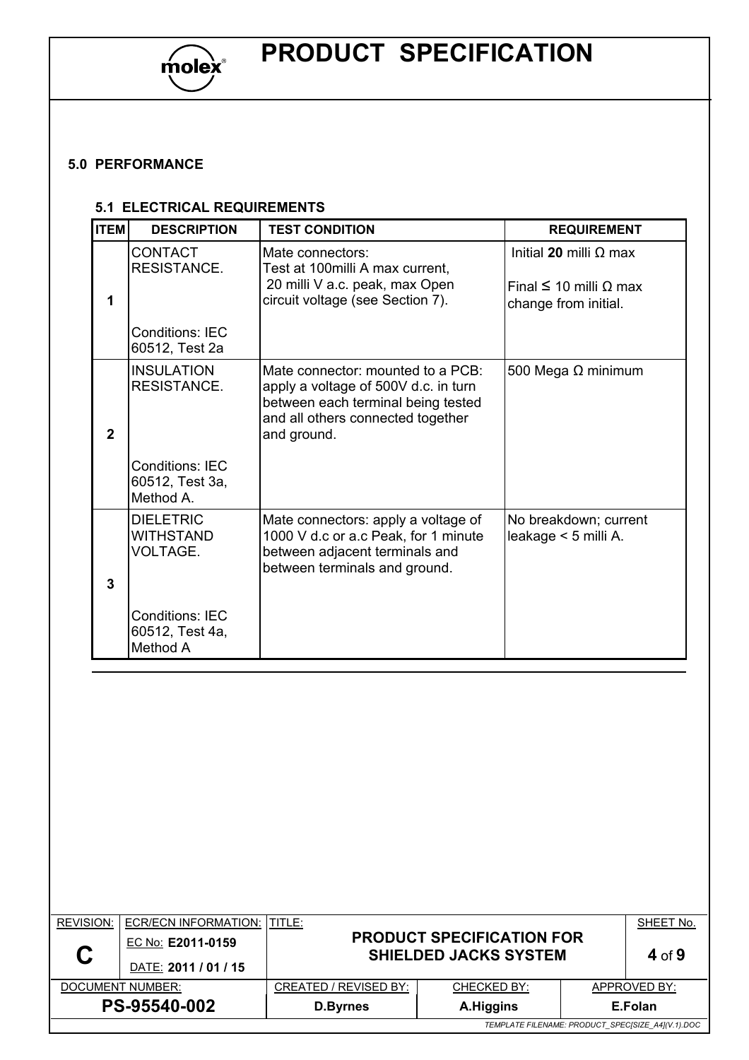## 5.0 PERFORMANCE

### 5.1 ELECTRICAL REQUIREMENTS

| ITEM | DESCRIPTION | TEST CONDITION | REQUIREMENT |
|---|---|---|---|
| 1 | CONTACT RESISTANCE.<br><br>Conditions: IEC 60512, Test 2a | Mate connectors:<br>Test at 100milli A max current, 20 milli V a.c. peak, max Open circuit voltage (see Section 7). | Initial **20** milli Ω max<br><br>Final ≤ 10 milli Ω max change from initial. |
| 2 | INSULATION RESISTANCE.<br><br>Conditions: IEC 60512, Test 3a, Method A. | Mate connector: mounted to a PCB: apply a voltage of 500V d.c. in turn between each terminal being tested and all others connected together and ground. | 500 Mega Ω minimum |
| 3 | DIELETRIC WITHSTAND VOLTAGE.<br><br>Conditions: IEC 60512, Test 4a, Method A | Mate connectors: apply a voltage of 1000 V d.c or a.c Peak, for 1 minute between adjacent terminals and between terminals and ground. | No breakdown; current leakage < 5 milli A. |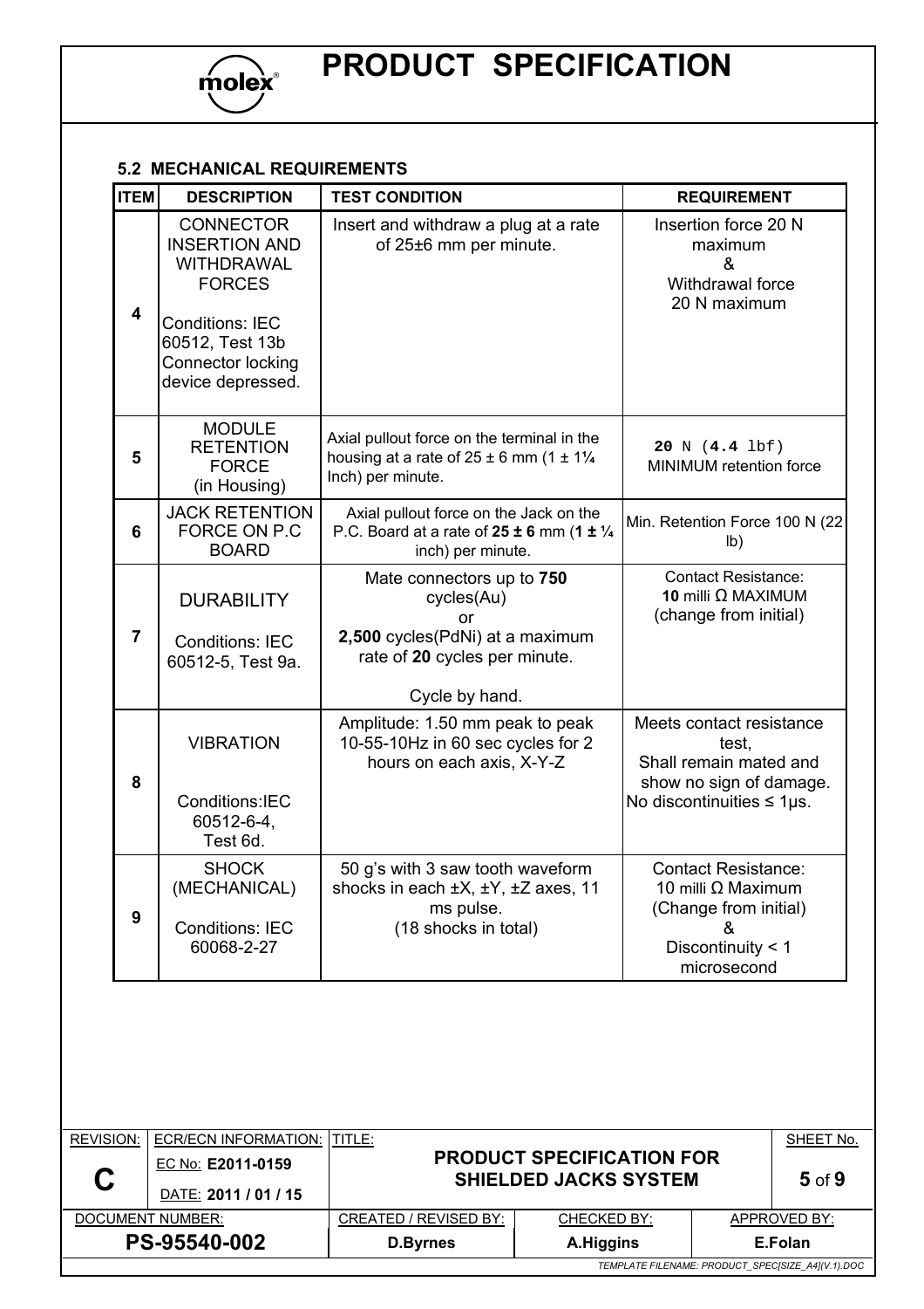### 5.2 MECHANICAL REQUIREMENTS

| ITEM | DESCRIPTION | TEST CONDITION | REQUIREMENT |
|---|---|---|---|
| 4 | CONNECTOR INSERTION AND WITHDRAWAL FORCES<br><br>Conditions: IEC 60512, Test 13b Connector locking device depressed. | Insert and withdraw a plug at a rate of 25±6 mm per minute. | Insertion force 20 N maximum<br>&<br>Withdrawal force 20 N maximum |
| 5 | MODULE RETENTION FORCE (in Housing) | Axial pullout force on the terminal in the housing at a rate of 25 ± 6 mm (1 ± 1¼ Inch) per minute. | **20** N (**4.4** lbf) MINIMUM retention force |
| 6 | JACK RETENTION FORCE ON P.C BOARD | Axial pullout force on the Jack on the P.C. Board at a rate of **25 ± 6** mm (**1 ± ¼** inch) per minute. | Min. Retention Force 100 N (22 lb) |
| 7 | DURABILITY<br><br>Conditions: IEC 60512-5, Test 9a. | Mate connectors up to **750** cycles(Au)<br>or<br>**2,500** cycles(PdNi) at a maximum rate of **20** cycles per minute.<br><br>Cycle by hand. | Contact Resistance:<br>**10** milli Ω MAXIMUM (change from initial) |
| 8 | VIBRATION<br><br>Conditions:IEC 60512-6-4, Test 6d. | Amplitude: 1.50 mm peak to peak 10-55-10Hz in 60 sec cycles for 2 hours on each axis, X-Y-Z | Meets contact resistance test,<br>Shall remain mated and show no sign of damage.<br>No discontinuities ≤ 1µs. |
| 9 | SHOCK (MECHANICAL)<br><br>Conditions: IEC 60068-2-27 | 50 g's with 3 saw tooth waveform shocks in each ±X, ±Y, ±Z axes, 11 ms pulse.<br>(18 shocks in total) | Contact Resistance:<br>10 milli Ω Maximum (Change from initial)<br>&<br>Discontinuity < 1 microsecond |

| REVISION: | ECR/ECN INFORMATION: | TITLE: | | SHEET No. |
|---|---|---|---|---|
| **C** | EC No: **E2011-0159**<br>DATE: **2011 / 01 / 15** | **PRODUCT SPECIFICATION FOR SHIELDED JACKS SYSTEM** | | **5** of **9** |
| DOCUMENT NUMBER: | | CREATED / REVISED BY: | CHECKED BY: | APPROVED BY: |
| **PS-95540-002** | | **D.Byrnes** | **A.Higgins** | **E.Folan** |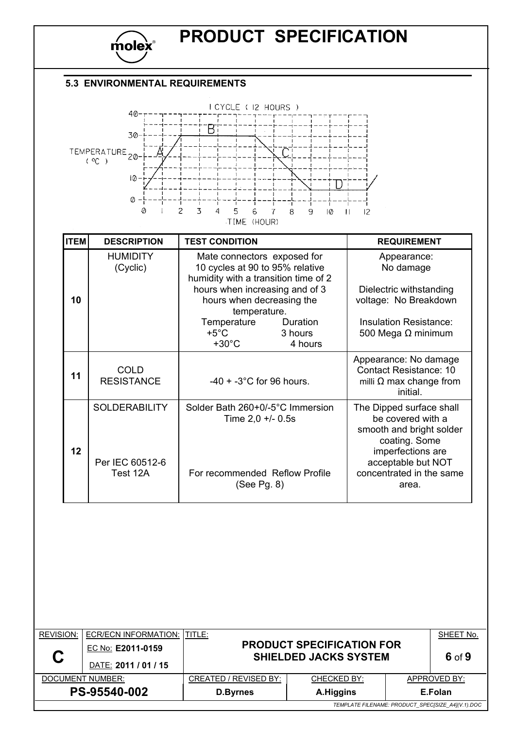## 5.3 ENVIRONMENTAL REQUIREMENTS

| ITEM | DESCRIPTION | TEST CONDITION | REQUIREMENT |
|---|---|---|---|
| 10 | HUMIDITY (Cyclic) | Mate connectors exposed for 10 cycles at 90 to 95% relative humidity with a transition time of 2 hours when increasing and of 3 hours when decreasing the temperature. Temperature / Duration: +5°C 3 hours; +30°C 4 hours | Appearance: No damage<br>Dielectric withstanding voltage: No Breakdown<br>Insulation Resistance: 500 Mega Ω minimum |
| 11 | COLD RESISTANCE | -40 + -3°C for 96 hours. | Appearance: No damage<br>Contact Resistance: 10 milli Ω max change from initial. |
| 12 | SOLDERABILITY<br>Per IEC 60512-6 Test 12A | Solder Bath 260+0/-5°C Immersion Time 2,0 +/- 0.5s<br>For recommended Reflow Profile (See Pg. 8) | The Dipped surface shall be covered with a smooth and bright solder coating. Some imperfections are acceptable but NOT concentrated in the same area. |

| REVISION: | ECR/ECN INFORMATION: | TITLE: | | SHEET No. |
|---|---|---|---|---|
| C | EC No: E2011-0159<br>DATE: 2011 / 01 / 15 | PRODUCT SPECIFICATION FOR SHIELDED JACKS SYSTEM | | 6 of 9 |
| DOCUMENT NUMBER: | | CREATED / REVISED BY: | CHECKED BY: | APPROVED BY: |
| PS-95540-002 | | D.Byrnes | A.Higgins | E.Folan |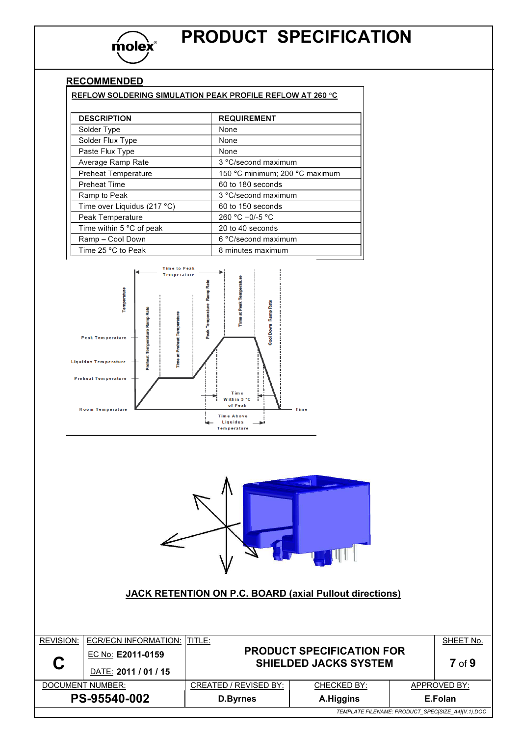## RECOMMENDED

**REFLOW SOLDERING SIMULATION PEAK PROFILE REFLOW AT 260 °C**

| DESCRIPTION | REQUIREMENT |
|---|---|
| Solder Type | None |
| Solder Flux Type | None |
| Paste Flux Type | None |
| Average Ramp Rate | 3 °C/second maximum |
| Preheat Temperature | 150 °C minimum; 200 °C maximum |
| Preheat Time | 60 to 180 seconds |
| Ramp to Peak | 3 °C/second maximum |
| Time over Liquidus (217 °C) | 60 to 150 seconds |
| Peak Temperature | 260 °C +0/-5 °C |
| Time within 5 °C of peak | 20 to 40 seconds |
| Ramp – Cool Down | 6 °C/second maximum |
| Time 25 °C to Peak | 8 minutes maximum |

**JACK RETENTION ON P.C. BOARD (axial Pullout directions)**

| REVISION: | ECR/ECN INFORMATION: | TITLE: | | SHEET No. |
|---|---|---|---|---|
| C | EC No: **E2011-0159** DATE: **2011 / 01 / 15** | **PRODUCT SPECIFICATION FOR SHIELDED JACKS SYSTEM** | | **7** of **9** |
| DOCUMENT NUMBER: | | CREATED / REVISED BY: | CHECKED BY: | APPROVED BY: |
| **PS-95540-002** | | **D.Byrnes** | **A.Higgins** | **E.Folan** |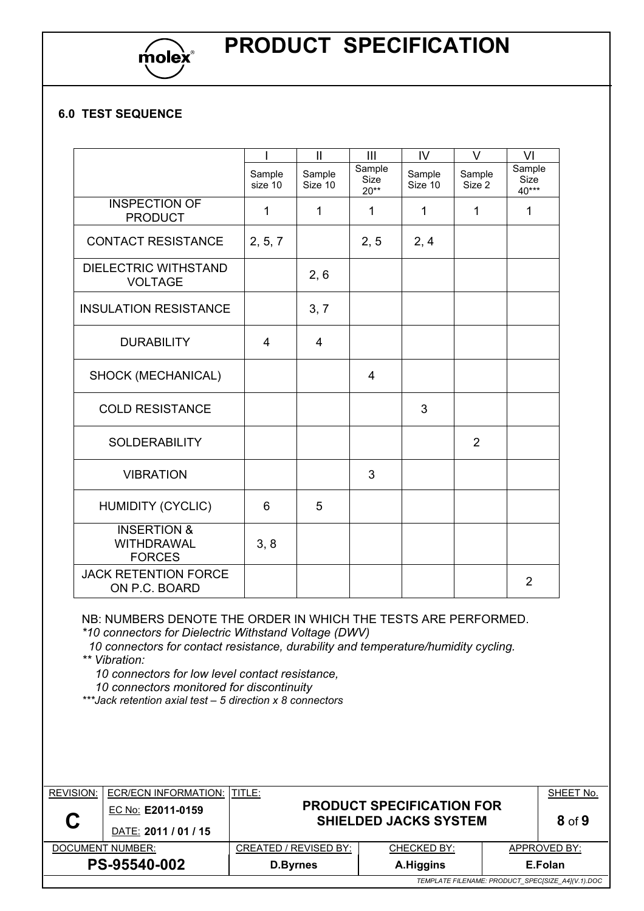## 6.0 TEST SEQUENCE

| | I | II | III | IV | V | VI |
|---|---|---|---|---|---|---|
| | Sample size 10 | Sample Size 10 | Sample Size 20** | Sample Size 10 | Sample Size 2 | Sample Size 40*** |
| INSPECTION OF PRODUCT | 1 | 1 | 1 | 1 | 1 | 1 |
| CONTACT RESISTANCE | 2, 5, 7 | | 2, 5 | 2, 4 | | |
| DIELECTRIC WITHSTAND VOLTAGE | | 2, 6 | | | | |
| INSULATION RESISTANCE | | 3, 7 | | | | |
| DURABILITY | 4 | 4 | | | | |
| SHOCK (MECHANICAL) | | | 4 | | | |
| COLD RESISTANCE | | | | 3 | | |
| SOLDERABILITY | | | | | 2 | |
| VIBRATION | | | 3 | | | |
| HUMIDITY (CYCLIC) | 6 | 5 | | | | |
| INSERTION & WITHDRAWAL FORCES | 3, 8 | | | | | |
| JACK RETENTION FORCE ON P.C. BOARD | | | | | | 2 |

NB: NUMBERS DENOTE THE ORDER IN WHICH THE TESTS ARE PERFORMED.

*\*10 connectors for Dielectric Withstand Voltage (DWV)*

*10 connectors for contact resistance, durability and temperature/humidity cycling.*

*\*\* Vibration:*

*10 connectors for low level contact resistance,*

*10 connectors monitored for discontinuity*

*\*\*\*Jack retention axial test – 5 direction x 8 connectors*

| REVISION: | ECR/ECN INFORMATION: | TITLE: | | SHEET No. |
|---|---|---|---|---|
| **C** | EC No: **E2011-0159** DATE: **2011 / 01 / 15** | **PRODUCT SPECIFICATION FOR SHIELDED JACKS SYSTEM** | | **8** of **9** |
| DOCUMENT NUMBER: | | CREATED / REVISED BY: | CHECKED BY: | APPROVED BY: |
| **PS-95540-002** | | **D.Byrnes** | **A.Higgins** | **E.Folan** |

*TEMPLATE FILENAME: PRODUCT_SPEC[SIZE_A4](V.1).DOC*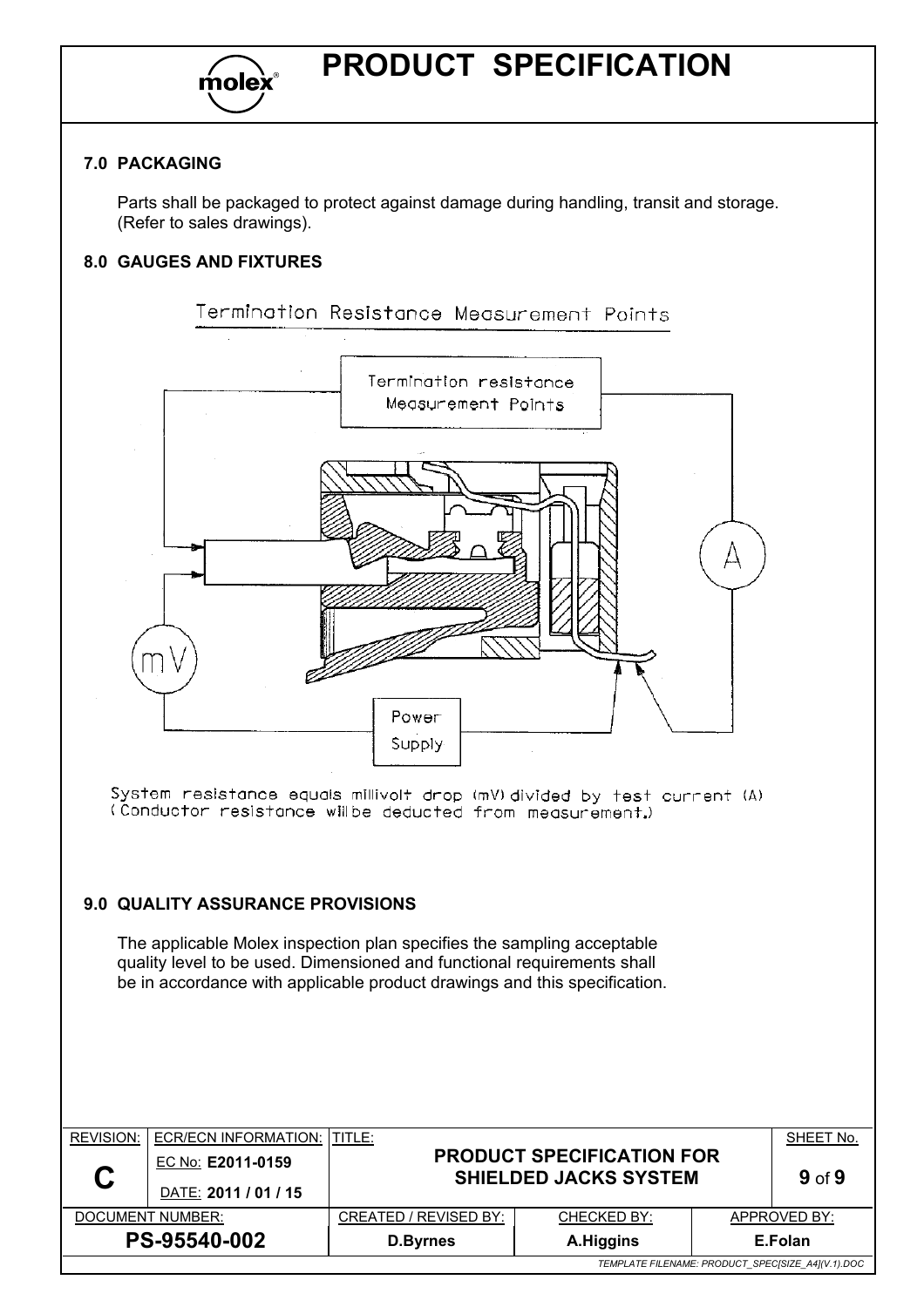## 7.0 PACKAGING

Parts shall be packaged to protect against damage during handling, transit and storage. (Refer to sales drawings).

## 8.0 GAUGES AND FIXTURES

Termination Resistance Measurement Points

Termination resistance Measurement Points

A

mV

Power Supply

System resistance equals millivolt drop (mV) divided by test current (A)
(Conductor resistance will be deducted from measurement.)

## 9.0 QUALITY ASSURANCE PROVISIONS

The applicable Molex inspection plan specifies the sampling acceptable quality level to be used. Dimensioned and functional requirements shall be in accordance with applicable product drawings and this specification.